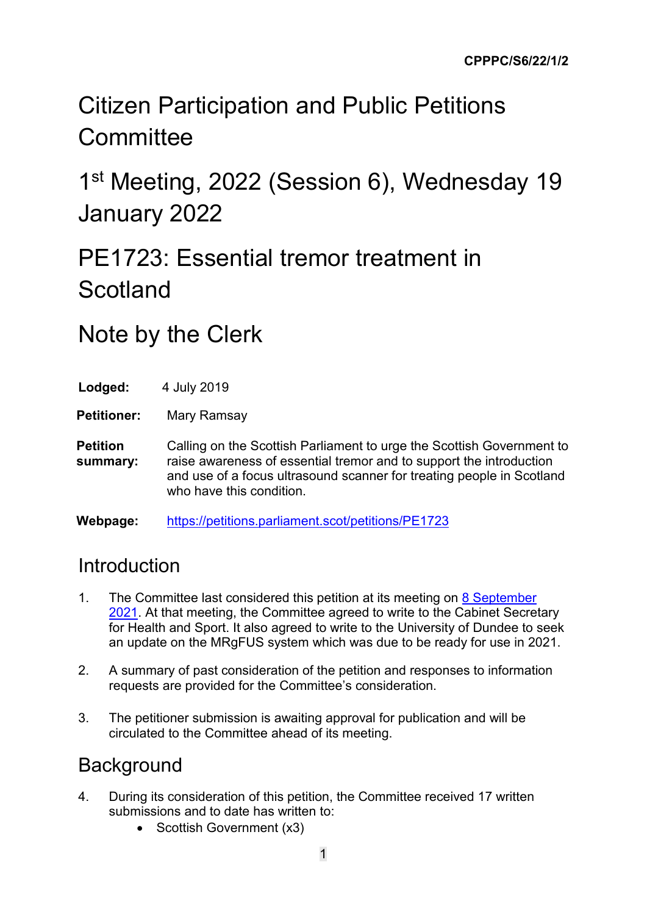CPPPC/S6/22/1/2

# Citizen Participation and Public Petitions Committee

## 1st Meeting, 2022 (Session 6), Wednesday 19 January 2022

## PE1723: Essential tremor treatment in Scotland

## Note by the Clerk

**Lodged:** 4 July 2019

**Petitioner:** Mary Ramsay

**Petition summary:** Calling on the Scottish Parliament to urge the Scottish Government to raise awareness of essential tremor and to support the introduction and use of a focus ultrasound scanner for treating people in Scotland who have this condition.

**Webpage:** https://petitions.parliament.scot/petitions/PE1723

## Introduction

1. The Committee last considered this petition at its meeting on 8 September 2021. At that meeting, the Committee agreed to write to the Cabinet Secretary for Health and Sport. It also agreed to write to the University of Dundee to seek an update on the MRgFUS system which was due to be ready for use in 2021.

2. A summary of past consideration of the petition and responses to information requests are provided for the Committee's consideration.

3. The petitioner submission is awaiting approval for publication and will be circulated to the Committee ahead of its meeting.

## Background

4. During its consideration of this petition, the Committee received 17 written submissions and to date has written to:
   - Scottish Government (x3)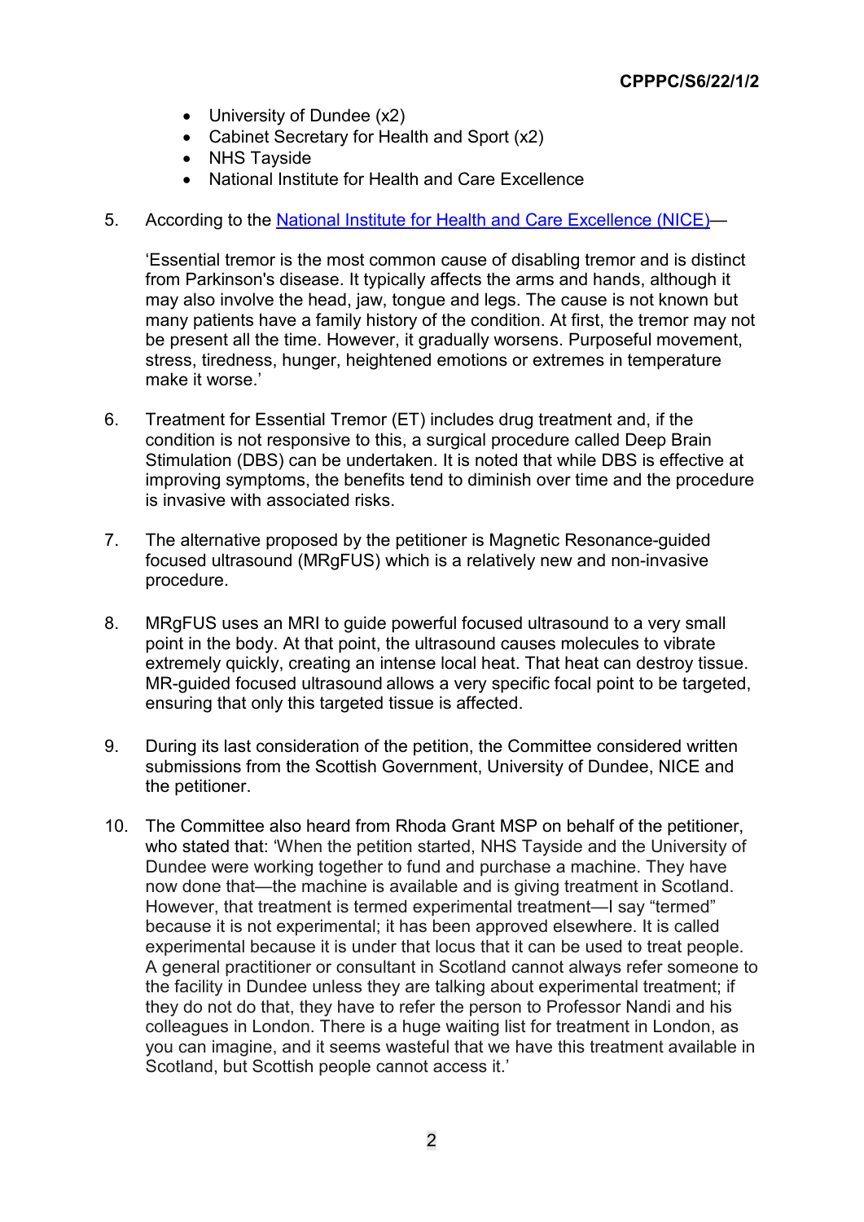- University of Dundee (x2)
- Cabinet Secretary for Health and Sport (x2)
- NHS Tayside
- National Institute for Health and Care Excellence

5. According to the [National Institute for Health and Care Excellence (NICE)](#)—

   'Essential tremor is the most common cause of disabling tremor and is distinct from Parkinson's disease. It typically affects the arms and hands, although it may also involve the head, jaw, tongue and legs. The cause is not known but many patients have a family history of the condition. At first, the tremor may not be present all the time. However, it gradually worsens. Purposeful movement, stress, tiredness, hunger, heightened emotions or extremes in temperature make it worse.'

6. Treatment for Essential Tremor (ET) includes drug treatment and, if the condition is not responsive to this, a surgical procedure called Deep Brain Stimulation (DBS) can be undertaken. It is noted that while DBS is effective at improving symptoms, the benefits tend to diminish over time and the procedure is invasive with associated risks.

7. The alternative proposed by the petitioner is Magnetic Resonance-guided focused ultrasound (MRgFUS) which is a relatively new and non-invasive procedure.

8. MRgFUS uses an MRI to guide powerful focused ultrasound to a very small point in the body. At that point, the ultrasound causes molecules to vibrate extremely quickly, creating an intense local heat. That heat can destroy tissue. MR-guided focused ultrasound allows a very specific focal point to be targeted, ensuring that only this targeted tissue is affected.

9. During its last consideration of the petition, the Committee considered written submissions from the Scottish Government, University of Dundee, NICE and the petitioner.

10. The Committee also heard from Rhoda Grant MSP on behalf of the petitioner, who stated that: 'When the petition started, NHS Tayside and the University of Dundee were working together to fund and purchase a machine. They have now done that—the machine is available and is giving treatment in Scotland. However, that treatment is termed experimental treatment—I say "termed" because it is not experimental; it has been approved elsewhere. It is called experimental because it is under that locus that it can be used to treat people. A general practitioner or consultant in Scotland cannot always refer someone to the facility in Dundee unless they are talking about experimental treatment; if they do not do that, they have to refer the person to Professor Nandi and his colleagues in London. There is a huge waiting list for treatment in London, as you can imagine, and it seems wasteful that we have this treatment available in Scotland, but Scottish people cannot access it.'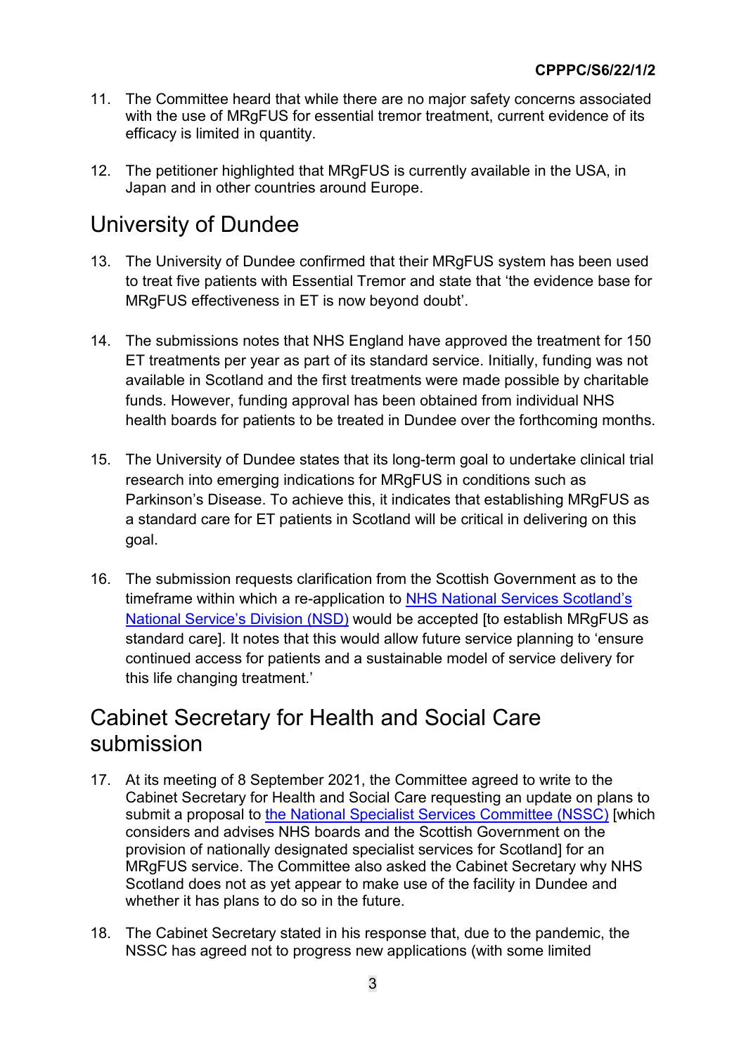11. The Committee heard that while there are no major safety concerns associated with the use of MRgFUS for essential tremor treatment, current evidence of its efficacy is limited in quantity.

12. The petitioner highlighted that MRgFUS is currently available in the USA, in Japan and in other countries around Europe.

## University of Dundee

13. The University of Dundee confirmed that their MRgFUS system has been used to treat five patients with Essential Tremor and state that 'the evidence base for MRgFUS effectiveness in ET is now beyond doubt'.

14. The submissions notes that NHS England have approved the treatment for 150 ET treatments per year as part of its standard service. Initially, funding was not available in Scotland and the first treatments were made possible by charitable funds. However, funding approval has been obtained from individual NHS health boards for patients to be treated in Dundee over the forthcoming months.

15. The University of Dundee states that its long-term goal to undertake clinical trial research into emerging indications for MRgFUS in conditions such as Parkinson's Disease. To achieve this, it indicates that establishing MRgFUS as a standard care for ET patients in Scotland will be critical in delivering on this goal.

16. The submission requests clarification from the Scottish Government as to the timeframe within which a re-application to NHS National Services Scotland's National Service's Division (NSD) would be accepted [to establish MRgFUS as standard care]. It notes that this would allow future service planning to 'ensure continued access for patients and a sustainable model of service delivery for this life changing treatment.'

## Cabinet Secretary for Health and Social Care submission

17. At its meeting of 8 September 2021, the Committee agreed to write to the Cabinet Secretary for Health and Social Care requesting an update on plans to submit a proposal to the National Specialist Services Committee (NSSC) [which considers and advises NHS boards and the Scottish Government on the provision of nationally designated specialist services for Scotland] for an MRgFUS service. The Committee also asked the Cabinet Secretary why NHS Scotland does not as yet appear to make use of the facility in Dundee and whether it has plans to do so in the future.

18. The Cabinet Secretary stated in his response that, due to the pandemic, the NSSC has agreed not to progress new applications (with some limited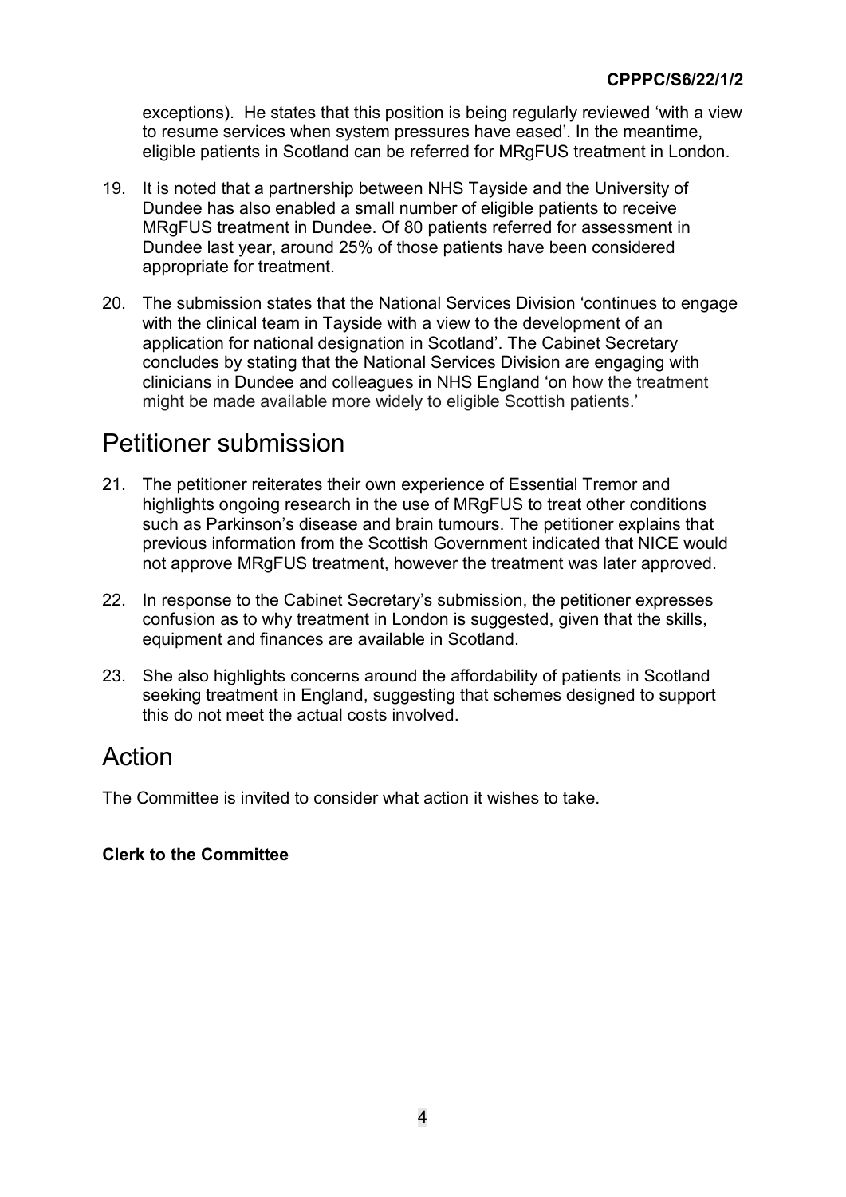exceptions). He states that this position is being regularly reviewed 'with a view to resume services when system pressures have eased'. In the meantime, eligible patients in Scotland can be referred for MRgFUS treatment in London.

19. It is noted that a partnership between NHS Tayside and the University of Dundee has also enabled a small number of eligible patients to receive MRgFUS treatment in Dundee. Of 80 patients referred for assessment in Dundee last year, around 25% of those patients have been considered appropriate for treatment.

20. The submission states that the National Services Division 'continues to engage with the clinical team in Tayside with a view to the development of an application for national designation in Scotland'. The Cabinet Secretary concludes by stating that the National Services Division are engaging with clinicians in Dundee and colleagues in NHS England 'on how the treatment might be made available more widely to eligible Scottish patients.'

# Petitioner submission

21. The petitioner reiterates their own experience of Essential Tremor and highlights ongoing research in the use of MRgFUS to treat other conditions such as Parkinson's disease and brain tumours. The petitioner explains that previous information from the Scottish Government indicated that NICE would not approve MRgFUS treatment, however the treatment was later approved.

22. In response to the Cabinet Secretary's submission, the petitioner expresses confusion as to why treatment in London is suggested, given that the skills, equipment and finances are available in Scotland.

23. She also highlights concerns around the affordability of patients in Scotland seeking treatment in England, suggesting that schemes designed to support this do not meet the actual costs involved.

# Action

The Committee is invited to consider what action it wishes to take.

**Clerk to the Committee**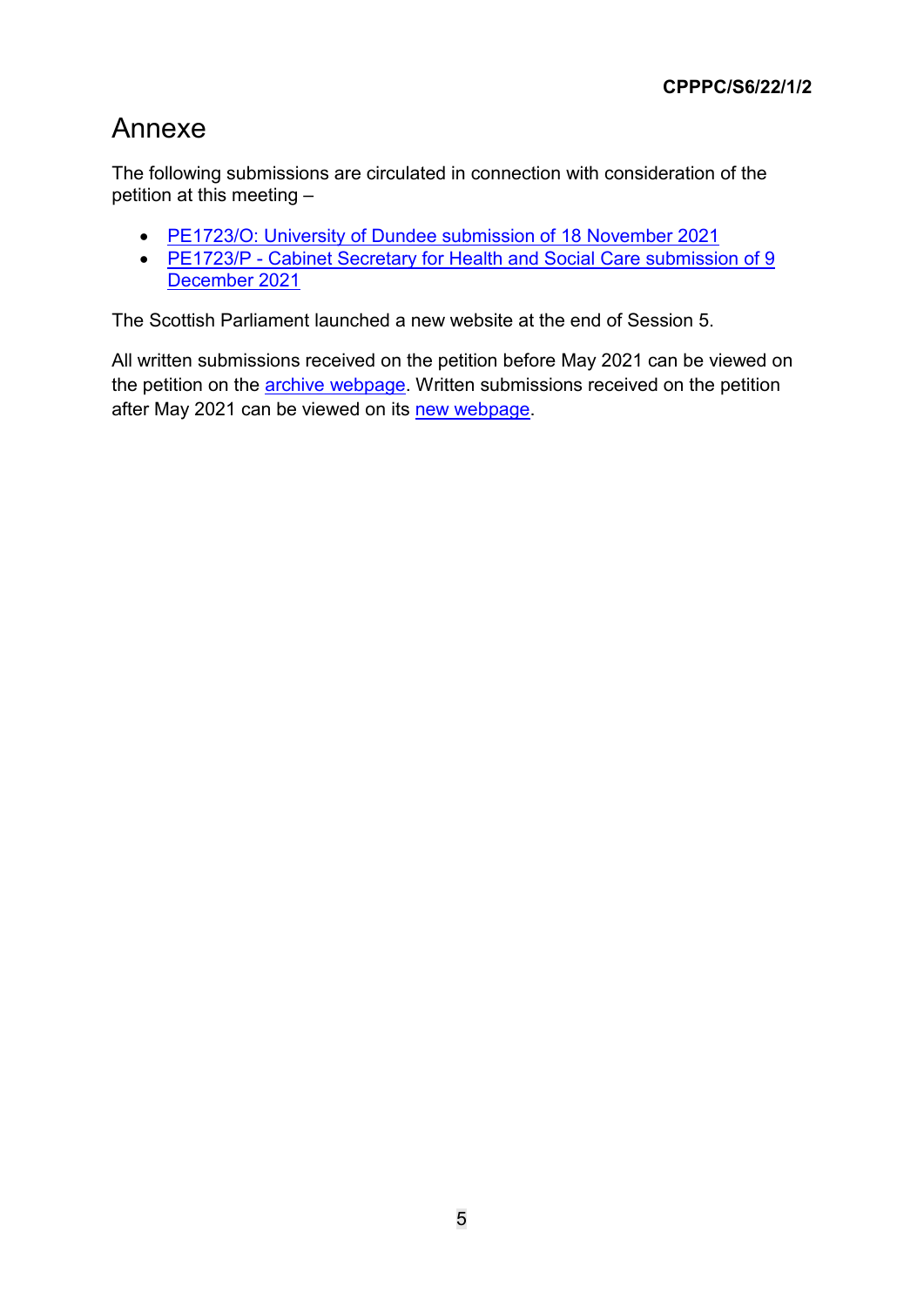# Annexe

The following submissions are circulated in connection with consideration of the petition at this meeting –

- PE1723/O: University of Dundee submission of 18 November 2021
- PE1723/P - Cabinet Secretary for Health and Social Care submission of 9 December 2021

The Scottish Parliament launched a new website at the end of Session 5.

All written submissions received on the petition before May 2021 can be viewed on the petition on the archive webpage. Written submissions received on the petition after May 2021 can be viewed on its new webpage.